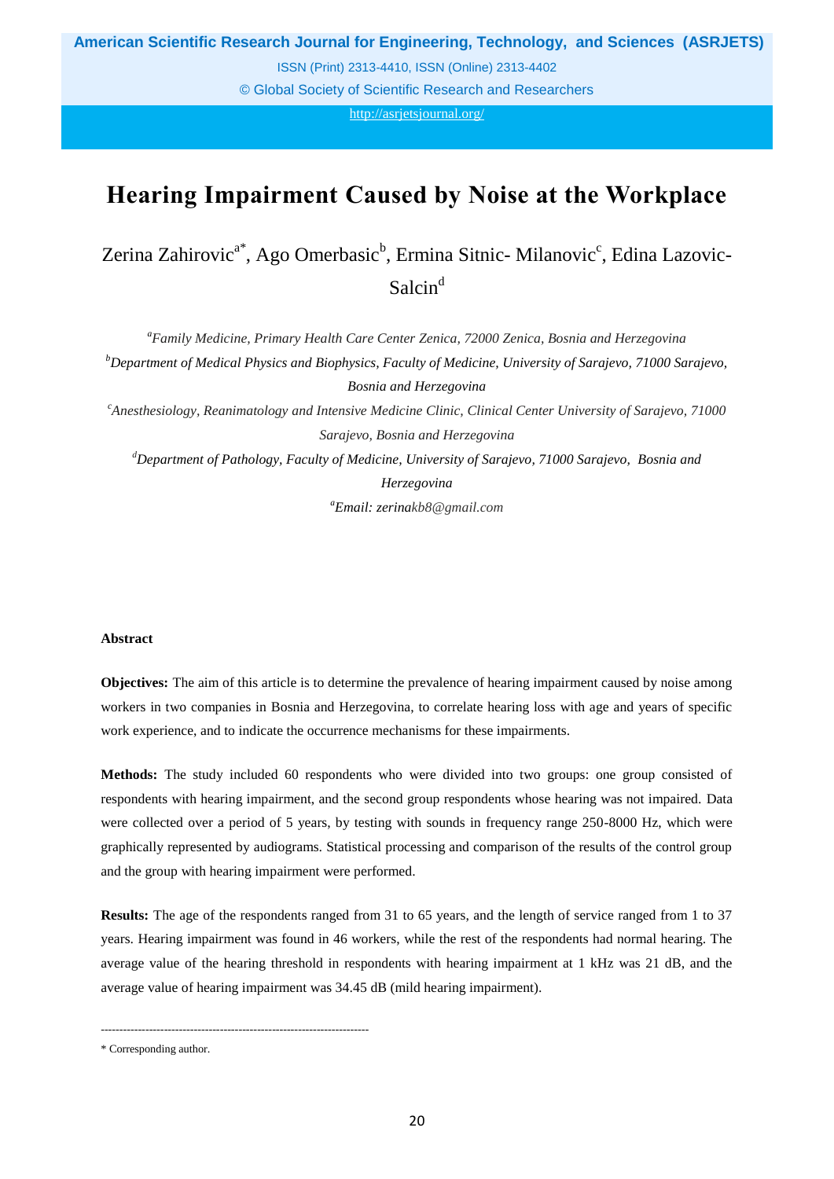# Hearing Impairment Caused by Noise at the Workplace

Zerina Zahirovic[a*], Ago Omerbasic[b], Ermina Sitnic- Milanovic[c], Edina Lazovic-Salcin[d]

[a]*Family Medicine, Primary Health Care Center Zenica, 72000 Zenica, Bosnia and Herzegovina*

[b]*Department of Medical Physics and Biophysics, Faculty of Medicine, University of Sarajevo, 71000 Sarajevo, Bosnia and Herzegovina*

[c]*Anesthesiology, Reanimatology and Intensive Medicine Clinic, Clinical Center University of Sarajevo, 71000 Sarajevo, Bosnia and Herzegovina*

[d]*Department of Pathology, Faculty of Medicine, University of Sarajevo, 71000 Sarajevo, Bosnia and Herzegovina*

[a]*Email: zerinakb8@gmail.com*

**Abstract**

**Objectives:** The aim of this article is to determine the prevalence of hearing impairment caused by noise among workers in two companies in Bosnia and Herzegovina, to correlate hearing loss with age and years of specific work experience, and to indicate the occurrence mechanisms for these impairments.

**Methods:** The study included 60 respondents who were divided into two groups: one group consisted of respondents with hearing impairment, and the second group respondents whose hearing was not impaired. Data were collected over a period of 5 years, by testing with sounds in frequency range 250-8000 Hz, which were graphically represented by audiograms. Statistical processing and comparison of the results of the control group and the group with hearing impairment were performed.

**Results:** The age of the respondents ranged from 31 to 65 years, and the length of service ranged from 1 to 37 years. Hearing impairment was found in 46 workers, while the rest of the respondents had normal hearing. The average value of the hearing threshold in respondents with hearing impairment at 1 kHz was 21 dB, and the average value of hearing impairment was 34.45 dB (mild hearing impairment).

------------------------------------------------------------------------

\* Corresponding author.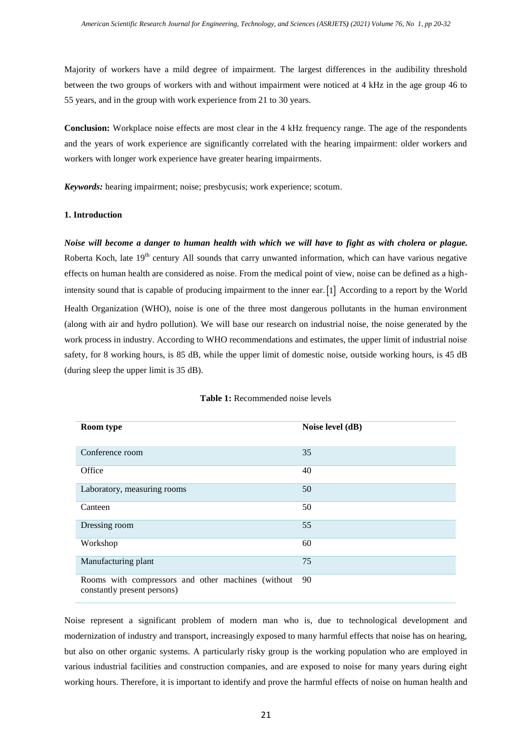Majority of workers have a mild degree of impairment. The largest differences in the audibility threshold between the two groups of workers with and without impairment were noticed at 4 kHz in the age group 46 to 55 years, and in the group with work experience from 21 to 30 years.

**Conclusion:** Workplace noise effects are most clear in the 4 kHz frequency range. The age of the respondents and the years of work experience are significantly correlated with the hearing impairment: older workers and workers with longer work experience have greater hearing impairments.

***Keywords:*** hearing impairment; noise; presbycusis; work experience; scotum.

## 1. Introduction

***Noise will become a danger to human health with which we will have to fight as with cholera or plague.*** Roberta Koch, late 19th century All sounds that carry unwanted information, which can have various negative effects on human health are considered as noise. From the medical point of view, noise can be defined as a high-intensity sound that is capable of producing impairment to the inner ear. [1] According to a report by the World Health Organization (WHO), noise is one of the three most dangerous pollutants in the human environment (along with air and hydro pollution). We will base our research on industrial noise, the noise generated by the work process in industry. According to WHO recommendations and estimates, the upper limit of industrial noise safety, for 8 working hours, is 85 dB, while the upper limit of domestic noise, outside working hours, is 45 dB (during sleep the upper limit is 35 dB).

**Table 1:** Recommended noise levels

| Room type | Noise level (dB) |
| --- | --- |
| Conference room | 35 |
| Office | 40 |
| Laboratory, measuring rooms | 50 |
| Canteen | 50 |
| Dressing room | 55 |
| Workshop | 60 |
| Manufacturing plant | 75 |
| Rooms with compressors and other machines (without constantly present persons) | 90 |

Noise represent a significant problem of modern man who is, due to technological development and modernization of industry and transport, increasingly exposed to many harmful effects that noise has on hearing, but also on other organic systems. A particularly risky group is the working population who are employed in various industrial facilities and construction companies, and are exposed to noise for many years during eight working hours. Therefore, it is important to identify and prove the harmful effects of noise on human health and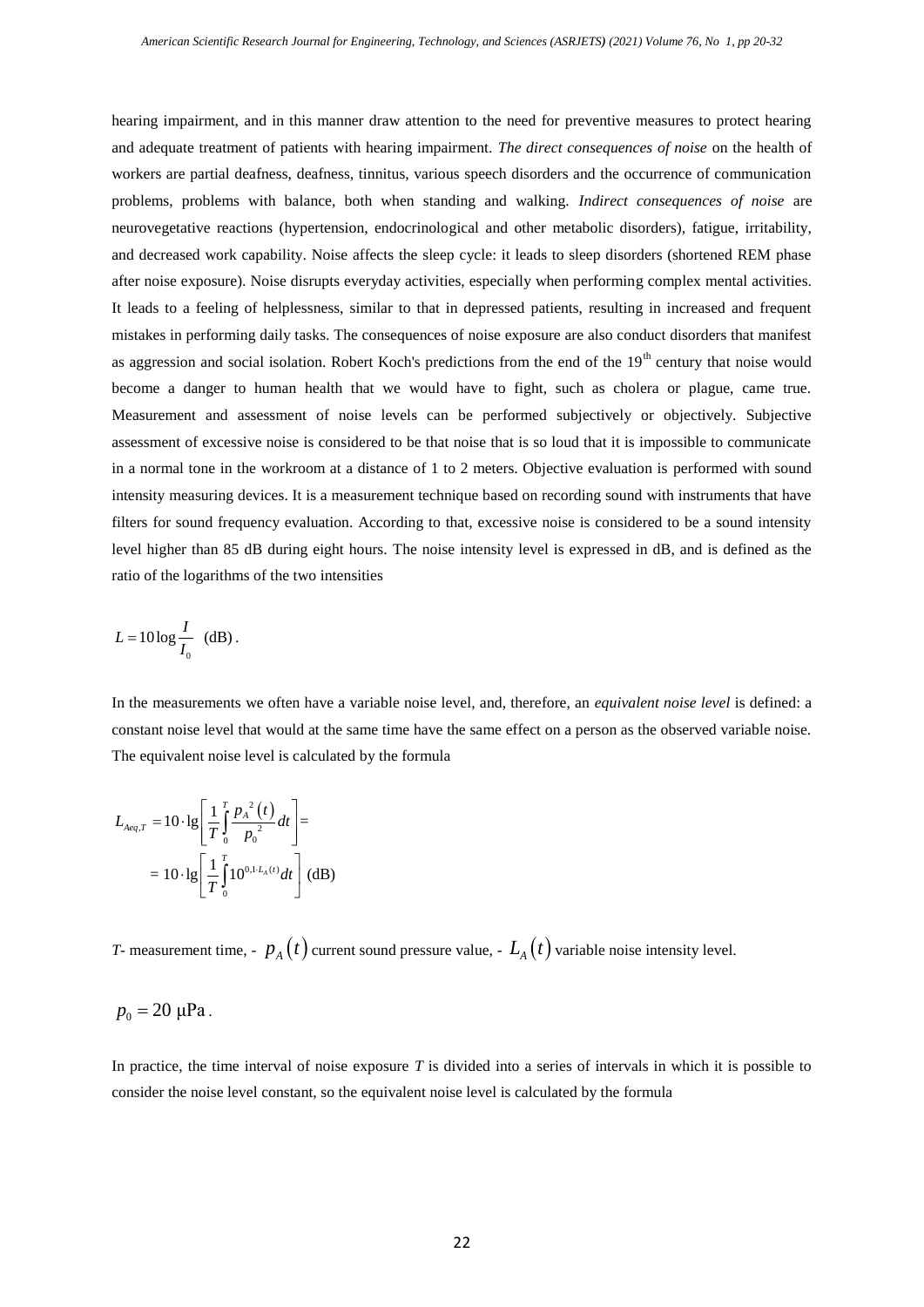hearing impairment, and in this manner draw attention to the need for preventive measures to protect hearing and adequate treatment of patients with hearing impairment. *The direct consequences of noise* on the health of workers are partial deafness, deafness, tinnitus, various speech disorders and the occurrence of communication problems, problems with balance, both when standing and walking. *Indirect consequences of noise* are neurovegetative reactions (hypertension, endocrinological and other metabolic disorders), fatigue, irritability, and decreased work capability. Noise affects the sleep cycle: it leads to sleep disorders (shortened REM phase after noise exposure). Noise disrupts everyday activities, especially when performing complex mental activities. It leads to a feeling of helplessness, similar to that in depressed patients, resulting in increased and frequent mistakes in performing daily tasks. The consequences of noise exposure are also conduct disorders that manifest as aggression and social isolation. Robert Koch's predictions from the end of the 19th century that noise would become a danger to human health that we would have to fight, such as cholera or plague, came true. Measurement and assessment of noise levels can be performed subjectively or objectively. Subjective assessment of excessive noise is considered to be that noise that is so loud that it is impossible to communicate in a normal tone in the workroom at a distance of 1 to 2 meters. Objective evaluation is performed with sound intensity measuring devices. It is a measurement technique based on recording sound with instruments that have filters for sound frequency evaluation. According to that, excessive noise is considered to be a sound intensity level higher than 85 dB during eight hours. The noise intensity level is expressed in dB, and is defined as the ratio of the logarithms of the two intensities

$$L = 10 \log \frac{I}{I_0} \ \text{(dB)}.$$

In the measurements we often have a variable noise level, and, therefore, an *equivalent noise level* is defined: a constant noise level that would at the same time have the same effect on a person as the observed variable noise. The equivalent noise level is calculated by the formula

$$L_{Aeq,T} = 10 \cdot \lg \left[ \frac{1}{T} \int_0^T \frac{p_A^{\,2}(t)}{p_0^{\,2}} dt \right] = \\ = 10 \cdot \lg \left[ \frac{1}{T} \int_0^T 10^{0,1 \cdot L_A(t)} dt \right] \ \text{(dB)}$$

$T$- measurement time, - $p_A(t)$ current sound pressure value, - $L_A(t)$ variable noise intensity level.

$$p_0 = 20 \ \mu\text{Pa}.$$

In practice, the time interval of noise exposure $T$ is divided into a series of intervals in which it is possible to consider the noise level constant, so the equivalent noise level is calculated by the formula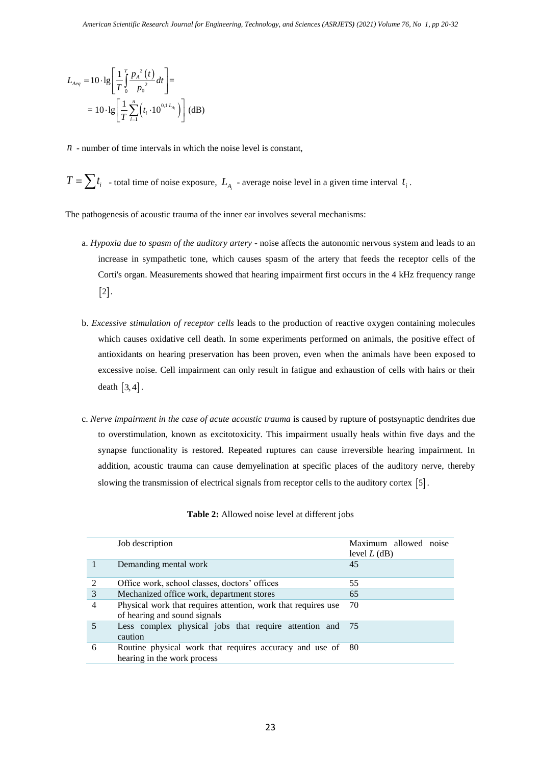$$L_{Aeq} = 10 \cdot \lg\left[\frac{1}{T}\int_0^T \frac{p_A^{\,2}(t)}{p_0^{\,2}}dt\right] = \\ = 10 \cdot \lg\left[\frac{1}{T}\sum_{i=1}^{n}\left(t_i \cdot 10^{0,1 \cdot L_{A_i}}\right)\right] \text{ (dB)}$$

$n$ - number of time intervals in which the noise level is constant,

$T = \sum t_i$ - total time of noise exposure, $L_{A_i}$ - average noise level in a given time interval $t_i$.

The pathogenesis of acoustic trauma of the inner ear involves several mechanisms:

a. *Hypoxia due to spasm of the auditory artery* - noise affects the autonomic nervous system and leads to an increase in sympathetic tone, which causes spasm of the artery that feeds the receptor cells of the Corti's organ. Measurements showed that hearing impairment first occurs in the 4 kHz frequency range [2].

b. *Excessive stimulation of receptor cells* leads to the production of reactive oxygen containing molecules which causes oxidative cell death. In some experiments performed on animals, the positive effect of antioxidants on hearing preservation has been proven, even when the animals have been exposed to excessive noise. Cell impairment can only result in fatigue and exhaustion of cells with hairs or their death [3,4].

c. *Nerve impairment in the case of acute acoustic trauma* is caused by rupture of postsynaptic dendrites due to overstimulation, known as excitotoxicity. This impairment usually heals within five days and the synapse functionality is restored. Repeated ruptures can cause irreversible hearing impairment. In addition, acoustic trauma can cause demyelination at specific places of the auditory nerve, thereby slowing the transmission of electrical signals from receptor cells to the auditory cortex [5].

**Table 2:** Allowed noise level at different jobs

| | Job description | Maximum allowed noise level $L$ (dB) |
|---|---|---|
| 1 | Demanding mental work | 45 |
| 2 | Office work, school classes, doctors' offices | 55 |
| 3 | Mechanized office work, department stores | 65 |
| 4 | Physical work that requires attention, work that requires use of hearing and sound signals | 70 |
| 5 | Less complex physical jobs that require attention and caution | 75 |
| 6 | Routine physical work that requires accuracy and use of hearing in the work process | 80 |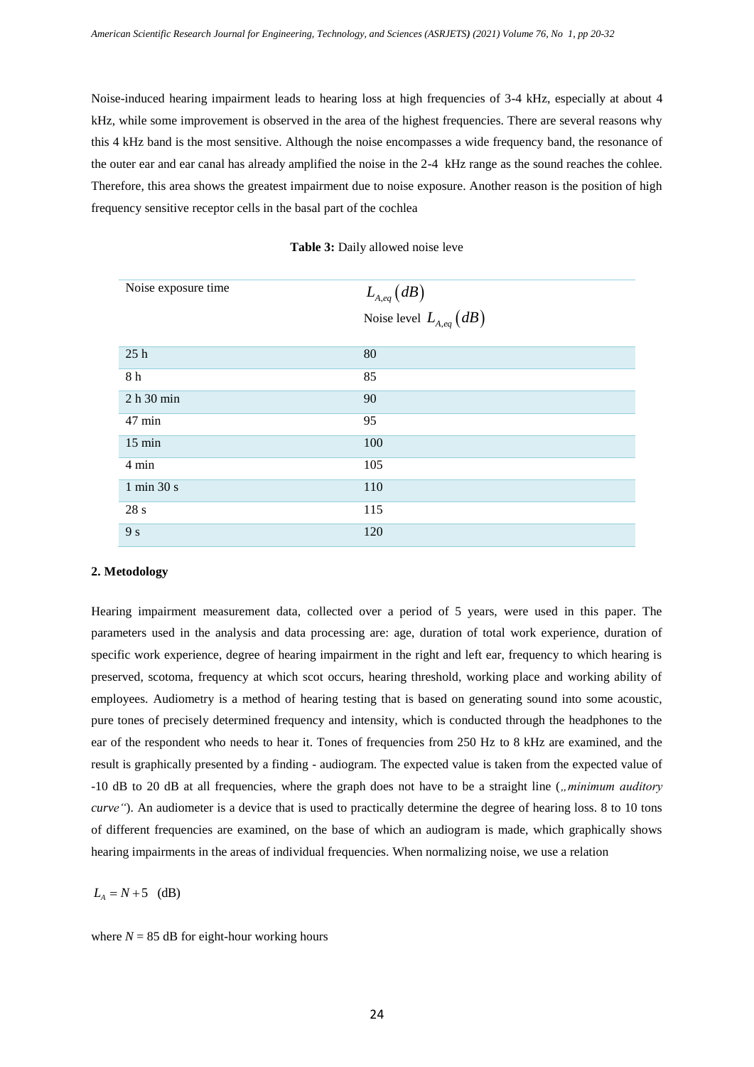Noise-induced hearing impairment leads to hearing loss at high frequencies of 3-4 kHz, especially at about 4 kHz, while some improvement is observed in the area of the highest frequencies. There are several reasons why this 4 kHz band is the most sensitive. Although the noise encompasses a wide frequency band, the resonance of the outer ear and ear canal has already amplified the noise in the 2-4 kHz range as the sound reaches the cohlee. Therefore, this area shows the greatest impairment due to noise exposure. Another reason is the position of high frequency sensitive receptor cells in the basal part of the cochlea

**Table 3:** Daily allowed noise leve

| Noise exposure time | $L_{A,eq}(dB)$ Noise level $L_{A,eq}(dB)$ |
|---|---|
| 25 h | 80 |
| 8 h | 85 |
| 2 h 30 min | 90 |
| 47 min | 95 |
| 15 min | 100 |
| 4 min | 105 |
| 1 min 30 s | 110 |
| 28 s | 115 |
| 9 s | 120 |

**2. Metodology**

Hearing impairment measurement data, collected over a period of 5 years, were used in this paper. The parameters used in the analysis and data processing are: age, duration of total work experience, duration of specific work experience, degree of hearing impairment in the right and left ear, frequency to which hearing is preserved, scotoma, frequency at which scot occurs, hearing threshold, working place and working ability of employees. Audiometry is a method of hearing testing that is based on generating sound into some acoustic, pure tones of precisely determined frequency and intensity, which is conducted through the headphones to the ear of the respondent who needs to hear it. Tones of frequencies from 250 Hz to 8 kHz are examined, and the result is graphically presented by a finding - audiogram. The expected value is taken from the expected value of -10 dB to 20 dB at all frequencies, where the graph does not have to be a straight line (*„minimum auditory curve"*). An audiometer is a device that is used to practically determine the degree of hearing loss. 8 to 10 tons of different frequencies are examined, on the base of which an audiogram is made, which graphically shows hearing impairments in the areas of individual frequencies. When normalizing noise, we use a relation

$$L_A = N + 5 \quad \text{(dB)}$$

where $N$ = 85 dB for eight-hour working hours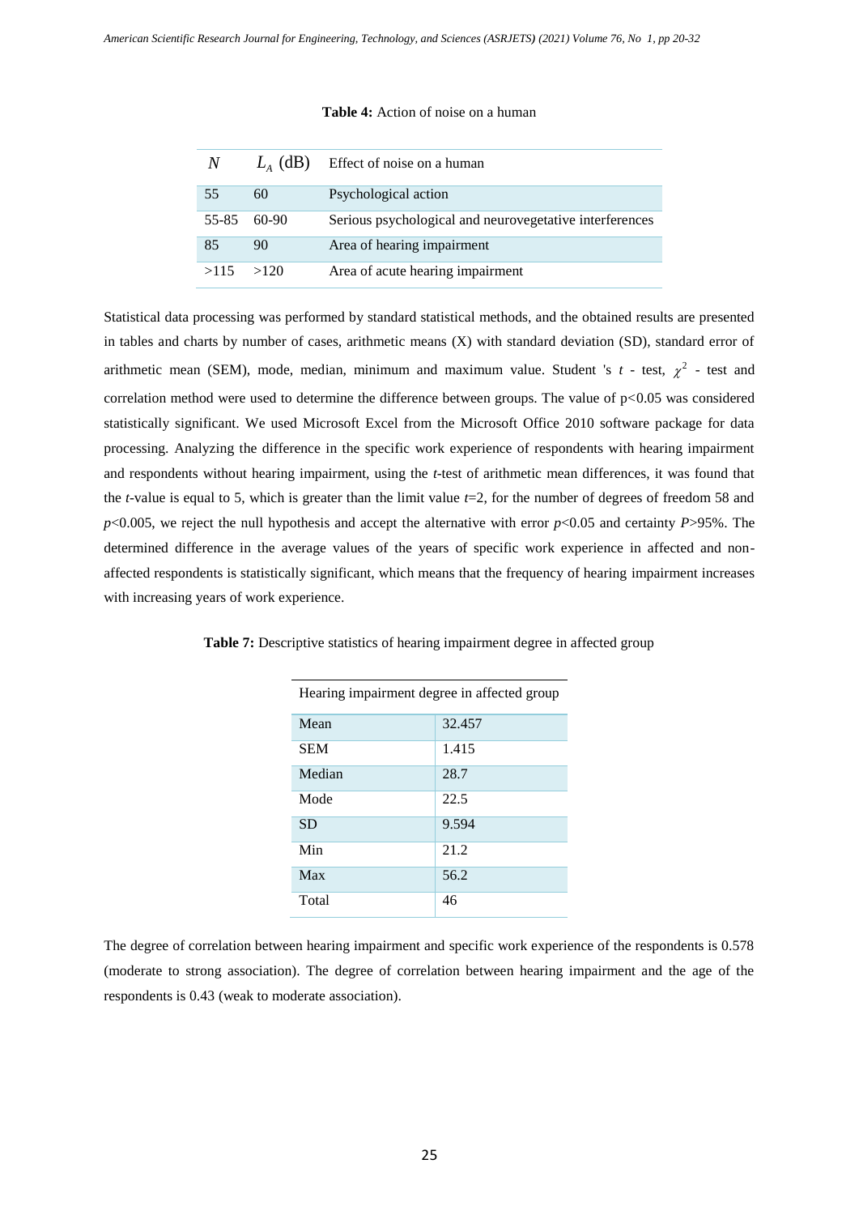**Table 4:** Action of noise on a human

| $N$ | $L_A$ (dB) | Effect of noise on a human |
|---|---|---|
| 55 | 60 | Psychological action |
| 55-85 | 60-90 | Serious psychological and neurovegetative interferences |
| 85 | 90 | Area of hearing impairment |
| >115 | >120 | Area of acute hearing impairment |

Statistical data processing was performed by standard statistical methods, and the obtained results are presented in tables and charts by number of cases, arithmetic means (X) with standard deviation (SD), standard error of arithmetic mean (SEM), mode, median, minimum and maximum value. Student 's $t$ - test, $\chi^2$ - test and correlation method were used to determine the difference between groups. The value of $p<0.05$ was considered statistically significant. We used Microsoft Excel from the Microsoft Office 2010 software package for data processing. Analyzing the difference in the specific work experience of respondents with hearing impairment and respondents without hearing impairment, using the $t$-test of arithmetic mean differences, it was found that the $t$-value is equal to 5, which is greater than the limit value $t$=2, for the number of degrees of freedom 58 and $p<0.005$, we reject the null hypothesis and accept the alternative with error $p<0.05$ and certainty $P>95\%$. The determined difference in the average values of the years of specific work experience in affected and non-affected respondents is statistically significant, which means that the frequency of hearing impairment increases with increasing years of work experience.

**Table 7:** Descriptive statistics of hearing impairment degree in affected group

| Hearing impairment degree in affected group | |
|---|---|
| Mean | 32.457 |
| SEM | 1.415 |
| Median | 28.7 |
| Mode | 22.5 |
| SD | 9.594 |
| Min | 21.2 |
| Max | 56.2 |
| Total | 46 |

The degree of correlation between hearing impairment and specific work experience of the respondents is 0.578 (moderate to strong association). The degree of correlation between hearing impairment and the age of the respondents is 0.43 (weak to moderate association).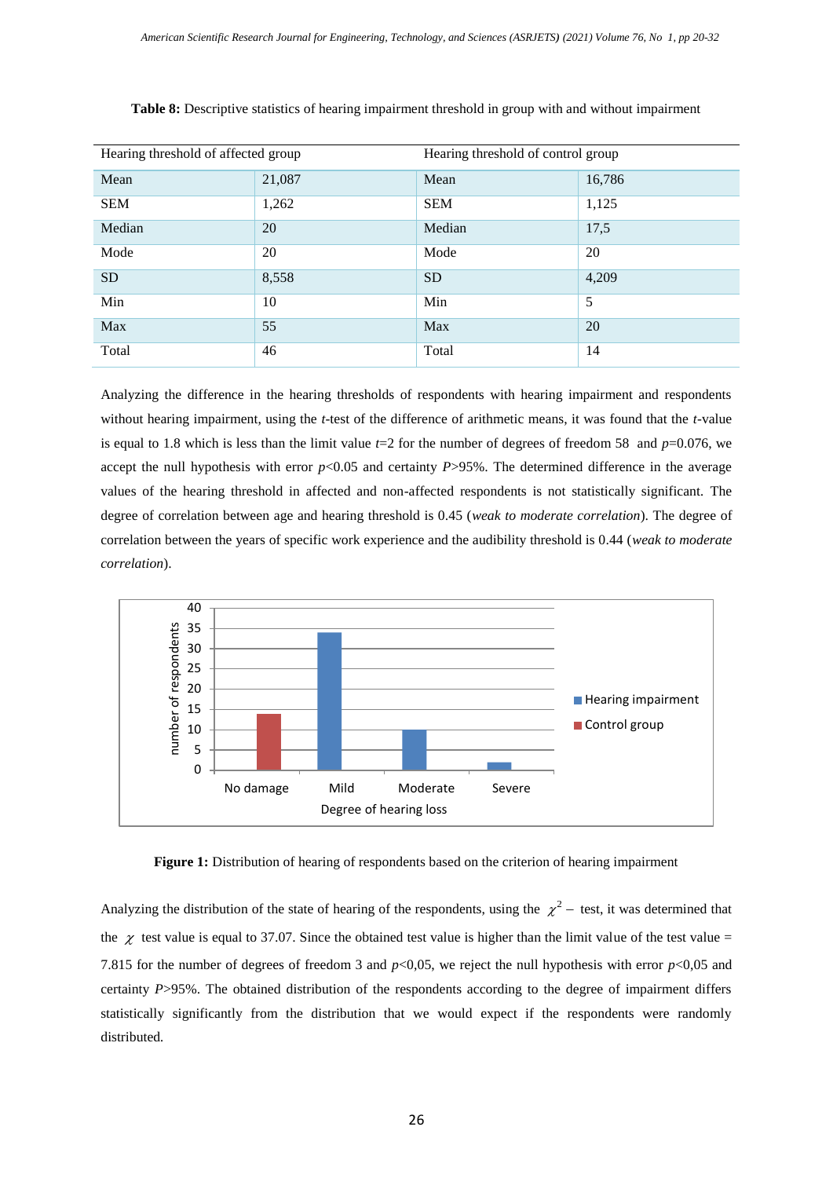**Table 8:** Descriptive statistics of hearing impairment threshold in group with and without impairment

| Hearing threshold of affected group | | Hearing threshold of control group | |
|---|---|---|---|
| Mean | 21,087 | Mean | 16,786 |
| SEM | 1,262 | SEM | 1,125 |
| Median | 20 | Median | 17,5 |
| Mode | 20 | Mode | 20 |
| SD | 8,558 | SD | 4,209 |
| Min | 10 | Min | 5 |
| Max | 55 | Max | 20 |
| Total | 46 | Total | 14 |

Analyzing the difference in the hearing thresholds of respondents with hearing impairment and respondents without hearing impairment, using the *t*-test of the difference of arithmetic means, it was found that the *t*-value is equal to 1.8 which is less than the limit value $t$=2 for the number of degrees of freedom 58 and $p$=0.076, we accept the null hypothesis with error $p$<0.05 and certainty $P$>95%. The determined difference in the average values of the hearing threshold in affected and non-affected respondents is not statistically significant. The degree of correlation between age and hearing threshold is 0.45 (*weak to moderate correlation*). The degree of correlation between the years of specific work experience and the audibility threshold is 0.44 (*weak to moderate correlation*).

**Figure 1:** Distribution of hearing of respondents based on the criterion of hearing impairment

Analyzing the distribution of the state of hearing of the respondents, using the $\chi^2$ – test, it was determined that the $\chi$ test value is equal to 37.07. Since the obtained test value is higher than the limit value of the test value = 7.815 for the number of degrees of freedom 3 and $p$<0,05, we reject the null hypothesis with error $p$<0,05 and certainty $P$>95%. The obtained distribution of the respondents according to the degree of impairment differs statistically significantly from the distribution that we would expect if the respondents were randomly distributed.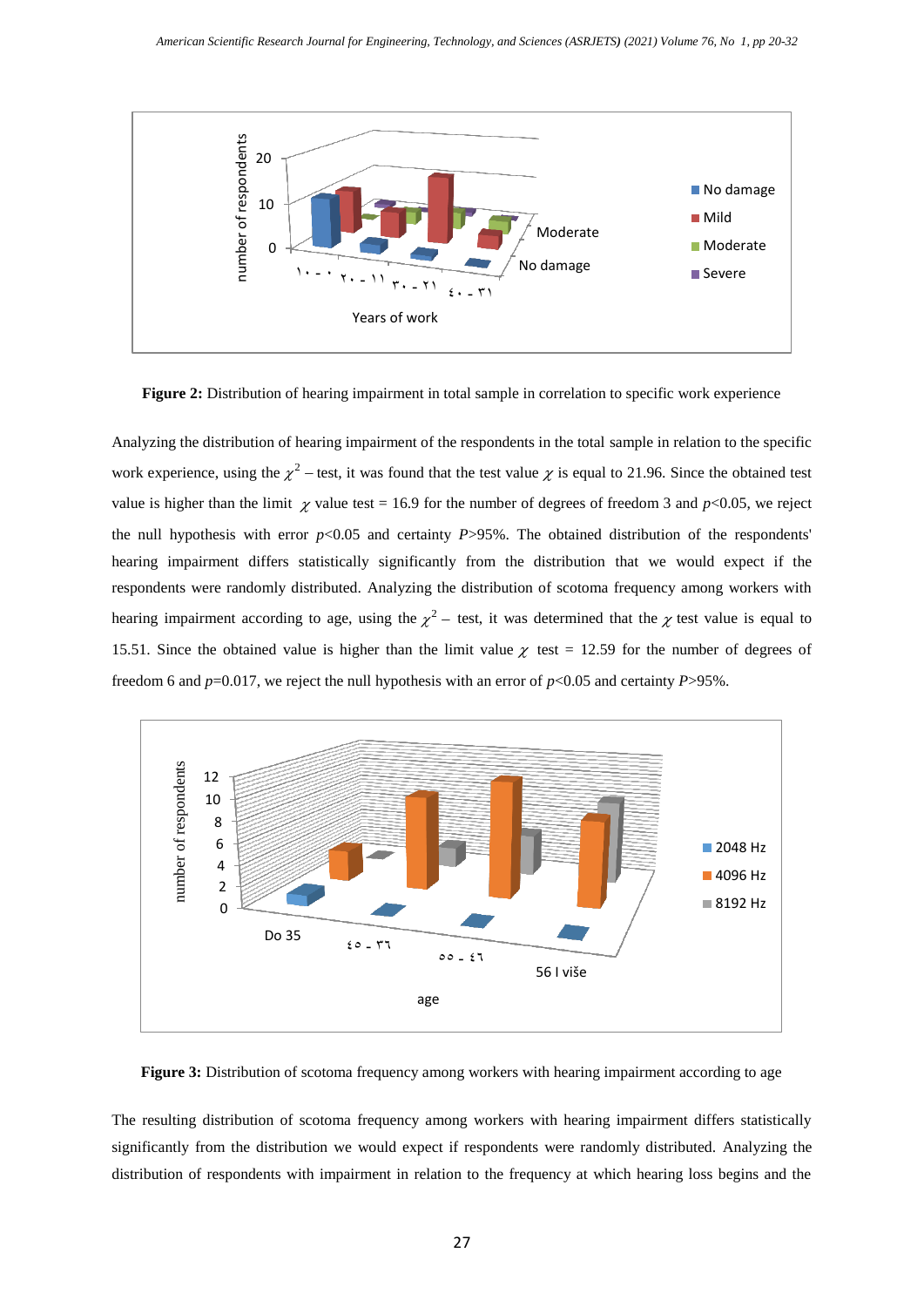**Figure 2:** Distribution of hearing impairment in total sample in correlation to specific work experience

Analyzing the distribution of hearing impairment of the respondents in the total sample in relation to the specific work experience, using the $\chi^2$ – test, it was found that the test value $\chi$ is equal to 21.96. Since the obtained test value is higher than the limit $\chi$ value test = 16.9 for the number of degrees of freedom 3 and $p<0.05$, we reject the null hypothesis with error $p<0.05$ and certainty $P>95\%$. The obtained distribution of the respondents' hearing impairment differs statistically significantly from the distribution that we would expect if the respondents were randomly distributed. Analyzing the distribution of scotoma frequency among workers with hearing impairment according to age, using the $\chi^2$ – test, it was determined that the $\chi$ test value is equal to 15.51. Since the obtained value is higher than the limit value $\chi$ test = 12.59 for the number of degrees of freedom 6 and $p$=0.017, we reject the null hypothesis with an error of $p<0.05$ and certainty $P>95\%$.

**Figure 3:** Distribution of scotoma frequency among workers with hearing impairment according to age

The resulting distribution of scotoma frequency among workers with hearing impairment differs statistically significantly from the distribution we would expect if respondents were randomly distributed. Analyzing the distribution of respondents with impairment in relation to the frequency at which hearing loss begins and the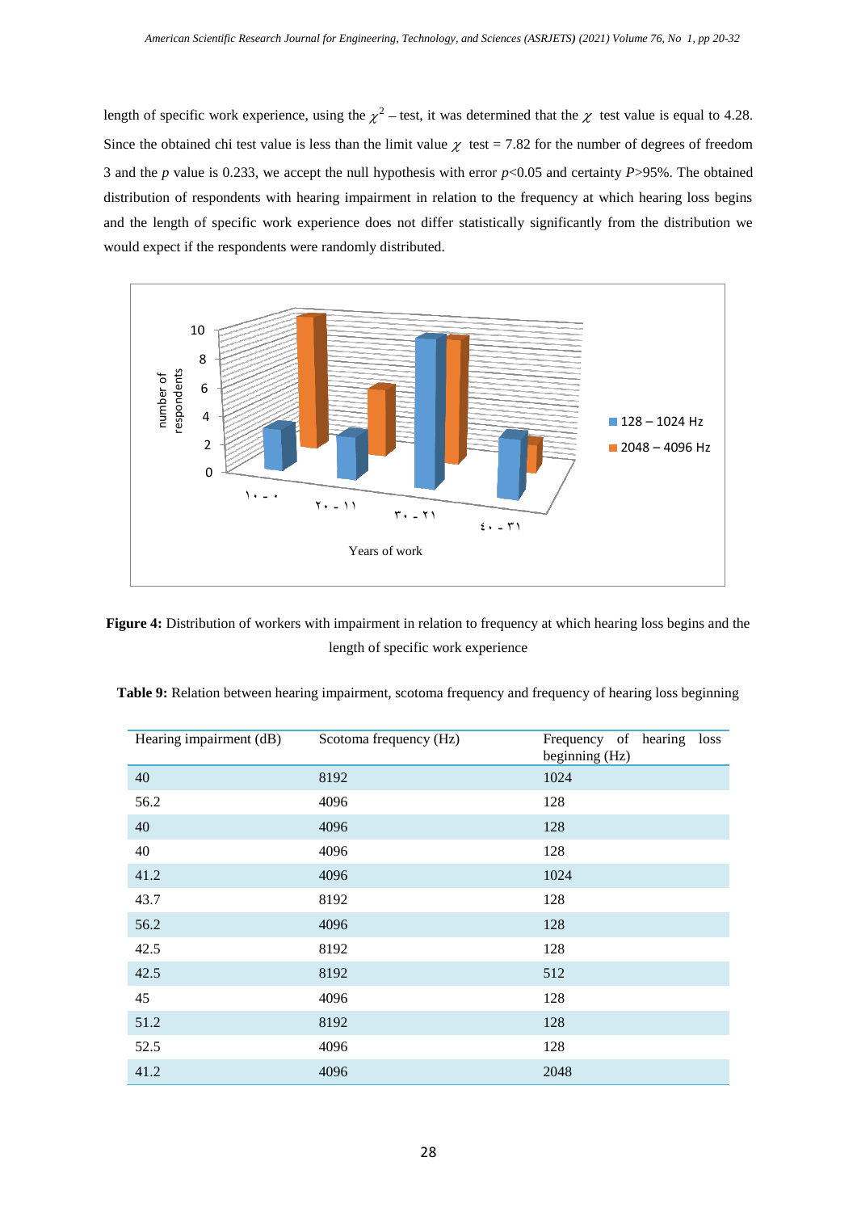length of specific work experience, using the $\chi^2$ – test, it was determined that the $\chi$ test value is equal to 4.28. Since the obtained chi test value is less than the limit value $\chi$ test = 7.82 for the number of degrees of freedom 3 and the *p* value is 0.233, we accept the null hypothesis with error $p<0.05$ and certainty $P>95\%$. The obtained distribution of respondents with hearing impairment in relation to the frequency at which hearing loss begins and the length of specific work experience does not differ statistically significantly from the distribution we would expect if the respondents were randomly distributed.

**Figure 4:** Distribution of workers with impairment in relation to frequency at which hearing loss begins and the length of specific work experience

**Table 9:** Relation between hearing impairment, scotoma frequency and frequency of hearing loss beginning

| Hearing impairment (dB) | Scotoma frequency (Hz) | Frequency of hearing loss beginning (Hz) |
|---|---|---|
| 40 | 8192 | 1024 |
| 56.2 | 4096 | 128 |
| 40 | 4096 | 128 |
| 40 | 4096 | 128 |
| 41.2 | 4096 | 1024 |
| 43.7 | 8192 | 128 |
| 56.2 | 4096 | 128 |
| 42.5 | 8192 | 128 |
| 42.5 | 8192 | 512 |
| 45 | 4096 | 128 |
| 51.2 | 8192 | 128 |
| 52.5 | 4096 | 128 |
| 41.2 | 4096 | 2048 |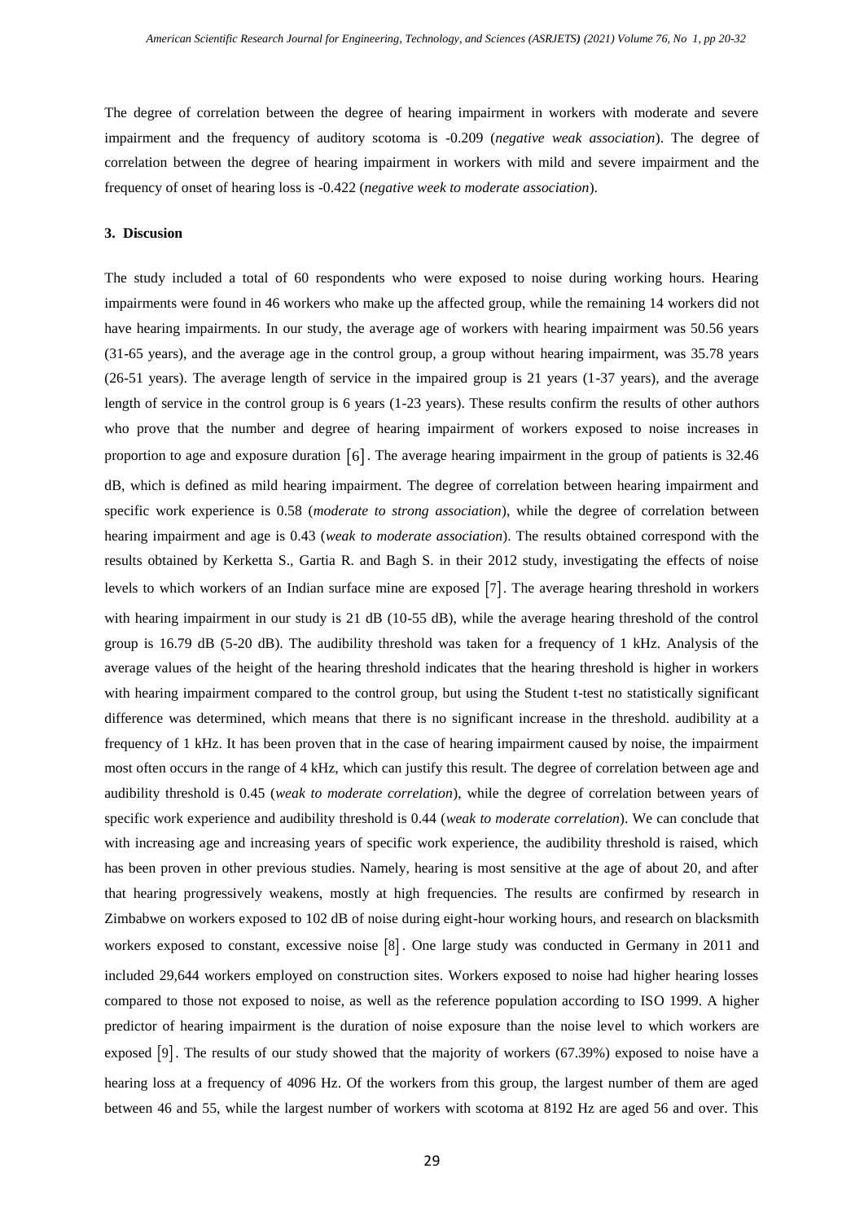The degree of correlation between the degree of hearing impairment in workers with moderate and severe impairment and the frequency of auditory scotoma is -0.209 (*negative weak association*). The degree of correlation between the degree of hearing impairment in workers with mild and severe impairment and the frequency of onset of hearing loss is -0.422 (*negative week to moderate association*).

## 3. Discusion

The study included a total of 60 respondents who were exposed to noise during working hours. Hearing impairments were found in 46 workers who make up the affected group, while the remaining 14 workers did not have hearing impairments. In our study, the average age of workers with hearing impairment was 50.56 years (31-65 years), and the average age in the control group, a group without hearing impairment, was 35.78 years (26-51 years). The average length of service in the impaired group is 21 years (1-37 years), and the average length of service in the control group is 6 years (1-23 years). These results confirm the results of other authors who prove that the number and degree of hearing impairment of workers exposed to noise increases in proportion to age and exposure duration [6]. The average hearing impairment in the group of patients is 32.46 dB, which is defined as mild hearing impairment. The degree of correlation between hearing impairment and specific work experience is 0.58 (*moderate to strong association*), while the degree of correlation between hearing impairment and age is 0.43 (*weak to moderate association*). The results obtained correspond with the results obtained by Kerketta S., Gartia R. and Bagh S. in their 2012 study, investigating the effects of noise levels to which workers of an Indian surface mine are exposed [7]. The average hearing threshold in workers with hearing impairment in our study is 21 dB (10-55 dB), while the average hearing threshold of the control group is 16.79 dB (5-20 dB). The audibility threshold was taken for a frequency of 1 kHz. Analysis of the average values of the height of the hearing threshold indicates that the hearing threshold is higher in workers with hearing impairment compared to the control group, but using the Student t-test no statistically significant difference was determined, which means that there is no significant increase in the threshold. audibility at a frequency of 1 kHz. It has been proven that in the case of hearing impairment caused by noise, the impairment most often occurs in the range of 4 kHz, which can justify this result. The degree of correlation between age and audibility threshold is 0.45 (*weak to moderate correlation*), while the degree of correlation between years of specific work experience and audibility threshold is 0.44 (*weak to moderate correlation*). We can conclude that with increasing age and increasing years of specific work experience, the audibility threshold is raised, which has been proven in other previous studies. Namely, hearing is most sensitive at the age of about 20, and after that hearing progressively weakens, mostly at high frequencies. The results are confirmed by research in Zimbabwe on workers exposed to 102 dB of noise during eight-hour working hours, and research on blacksmith workers exposed to constant, excessive noise [8]. One large study was conducted in Germany in 2011 and included 29,644 workers employed on construction sites. Workers exposed to noise had higher hearing losses compared to those not exposed to noise, as well as the reference population according to ISO 1999. A higher predictor of hearing impairment is the duration of noise exposure than the noise level to which workers are exposed [9]. The results of our study showed that the majority of workers (67.39%) exposed to noise have a hearing loss at a frequency of 4096 Hz. Of the workers from this group, the largest number of them are aged between 46 and 55, while the largest number of workers with scotoma at 8192 Hz are aged 56 and over. This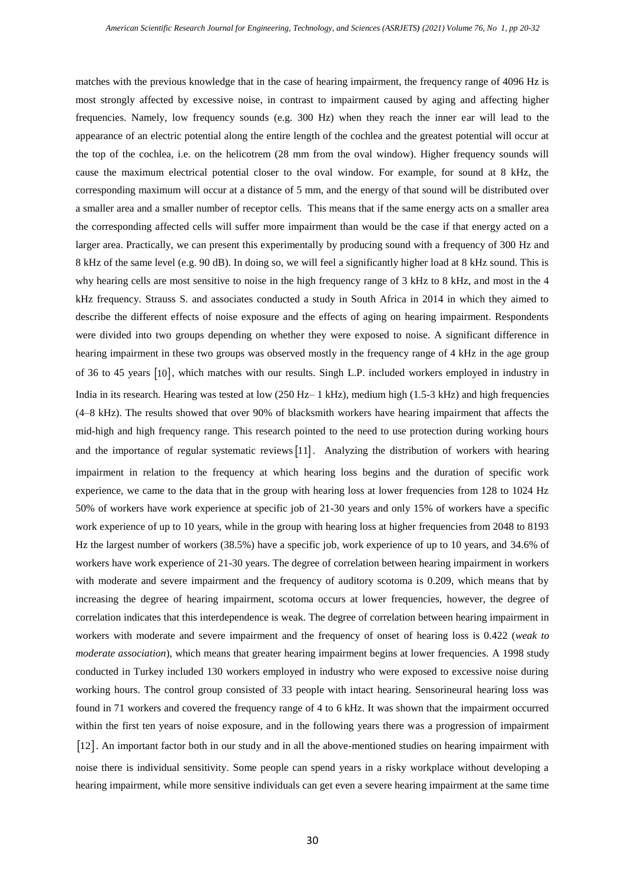matches with the previous knowledge that in the case of hearing impairment, the frequency range of 4096 Hz is most strongly affected by excessive noise, in contrast to impairment caused by aging and affecting higher frequencies. Namely, low frequency sounds (e.g. 300 Hz) when they reach the inner ear will lead to the appearance of an electric potential along the entire length of the cochlea and the greatest potential will occur at the top of the cochlea, i.e. on the helicotrem (28 mm from the oval window). Higher frequency sounds will cause the maximum electrical potential closer to the oval window. For example, for sound at 8 kHz, the corresponding maximum will occur at a distance of 5 mm, and the energy of that sound will be distributed over a smaller area and a smaller number of receptor cells. This means that if the same energy acts on a smaller area the corresponding affected cells will suffer more impairment than would be the case if that energy acted on a larger area. Practically, we can present this experimentally by producing sound with a frequency of 300 Hz and 8 kHz of the same level (e.g. 90 dB). In doing so, we will feel a significantly higher load at 8 kHz sound. This is why hearing cells are most sensitive to noise in the high frequency range of 3 kHz to 8 kHz, and most in the 4 kHz frequency. Strauss S. and associates conducted a study in South Africa in 2014 in which they aimed to describe the different effects of noise exposure and the effects of aging on hearing impairment. Respondents were divided into two groups depending on whether they were exposed to noise. A significant difference in hearing impairment in these two groups was observed mostly in the frequency range of 4 kHz in the age group of 36 to 45 years [10], which matches with our results. Singh L.P. included workers employed in industry in India in its research. Hearing was tested at low (250 Hz– 1 kHz), medium high (1.5-3 kHz) and high frequencies (4–8 kHz). The results showed that over 90% of blacksmith workers have hearing impairment that affects the mid-high and high frequency range. This research pointed to the need to use protection during working hours and the importance of regular systematic reviews [11]. Analyzing the distribution of workers with hearing impairment in relation to the frequency at which hearing loss begins and the duration of specific work experience, we came to the data that in the group with hearing loss at lower frequencies from 128 to 1024 Hz 50% of workers have work experience at specific job of 21-30 years and only 15% of workers have a specific work experience of up to 10 years, while in the group with hearing loss at higher frequencies from 2048 to 8193 Hz the largest number of workers (38.5%) have a specific job, work experience of up to 10 years, and 34.6% of workers have work experience of 21-30 years. The degree of correlation between hearing impairment in workers with moderate and severe impairment and the frequency of auditory scotoma is 0.209, which means that by increasing the degree of hearing impairment, scotoma occurs at lower frequencies, however, the degree of correlation indicates that this interdependence is weak. The degree of correlation between hearing impairment in workers with moderate and severe impairment and the frequency of onset of hearing loss is 0.422 (*weak to moderate association*), which means that greater hearing impairment begins at lower frequencies. A 1998 study conducted in Turkey included 130 workers employed in industry who were exposed to excessive noise during working hours. The control group consisted of 33 people with intact hearing. Sensorineural hearing loss was found in 71 workers and covered the frequency range of 4 to 6 kHz. It was shown that the impairment occurred within the first ten years of noise exposure, and in the following years there was a progression of impairment [12]. An important factor both in our study and in all the above-mentioned studies on hearing impairment with noise there is individual sensitivity. Some people can spend years in a risky workplace without developing a hearing impairment, while more sensitive individuals can get even a severe hearing impairment at the same time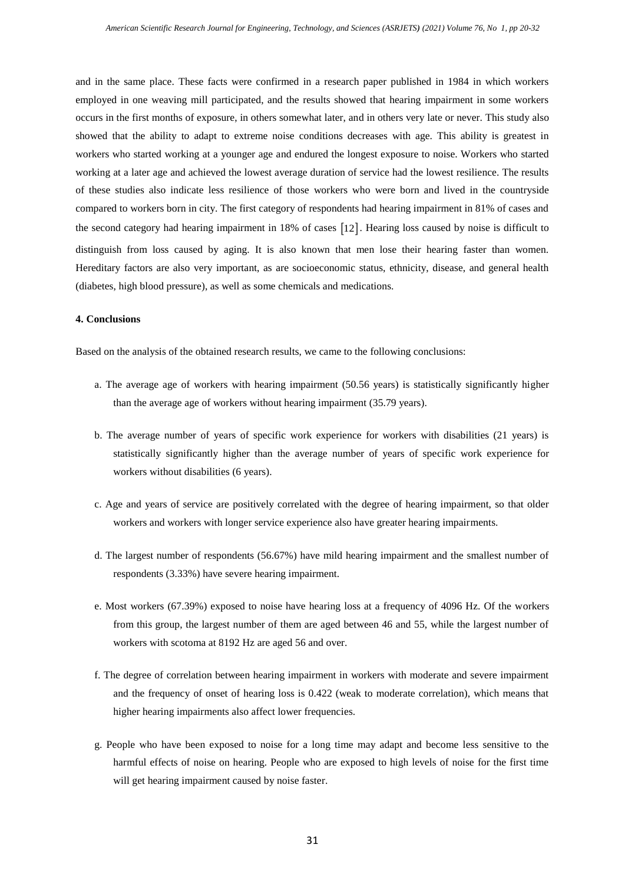and in the same place. These facts were confirmed in a research paper published in 1984 in which workers employed in one weaving mill participated, and the results showed that hearing impairment in some workers occurs in the first months of exposure, in others somewhat later, and in others very late or never. This study also showed that the ability to adapt to extreme noise conditions decreases with age. This ability is greatest in workers who started working at a younger age and endured the longest exposure to noise. Workers who started working at a later age and achieved the lowest average duration of service had the lowest resilience. The results of these studies also indicate less resilience of those workers who were born and lived in the countryside compared to workers born in city. The first category of respondents had hearing impairment in 81% of cases and the second category had hearing impairment in 18% of cases [12]. Hearing loss caused by noise is difficult to distinguish from loss caused by aging. It is also known that men lose their hearing faster than women. Hereditary factors are also very important, as are socioeconomic status, ethnicity, disease, and general health (diabetes, high blood pressure), as well as some chemicals and medications.

#### 4. Conclusions

Based on the analysis of the obtained research results, we came to the following conclusions:

a. The average age of workers with hearing impairment (50.56 years) is statistically significantly higher than the average age of workers without hearing impairment (35.79 years).

b. The average number of years of specific work experience for workers with disabilities (21 years) is statistically significantly higher than the average number of years of specific work experience for workers without disabilities (6 years).

c. Age and years of service are positively correlated with the degree of hearing impairment, so that older workers and workers with longer service experience also have greater hearing impairments.

d. The largest number of respondents (56.67%) have mild hearing impairment and the smallest number of respondents (3.33%) have severe hearing impairment.

e. Most workers (67.39%) exposed to noise have hearing loss at a frequency of 4096 Hz. Of the workers from this group, the largest number of them are aged between 46 and 55, while the largest number of workers with scotoma at 8192 Hz are aged 56 and over.

f. The degree of correlation between hearing impairment in workers with moderate and severe impairment and the frequency of onset of hearing loss is 0.422 (weak to moderate correlation), which means that higher hearing impairments also affect lower frequencies.

g. People who have been exposed to noise for a long time may adapt and become less sensitive to the harmful effects of noise on hearing. People who are exposed to high levels of noise for the first time will get hearing impairment caused by noise faster.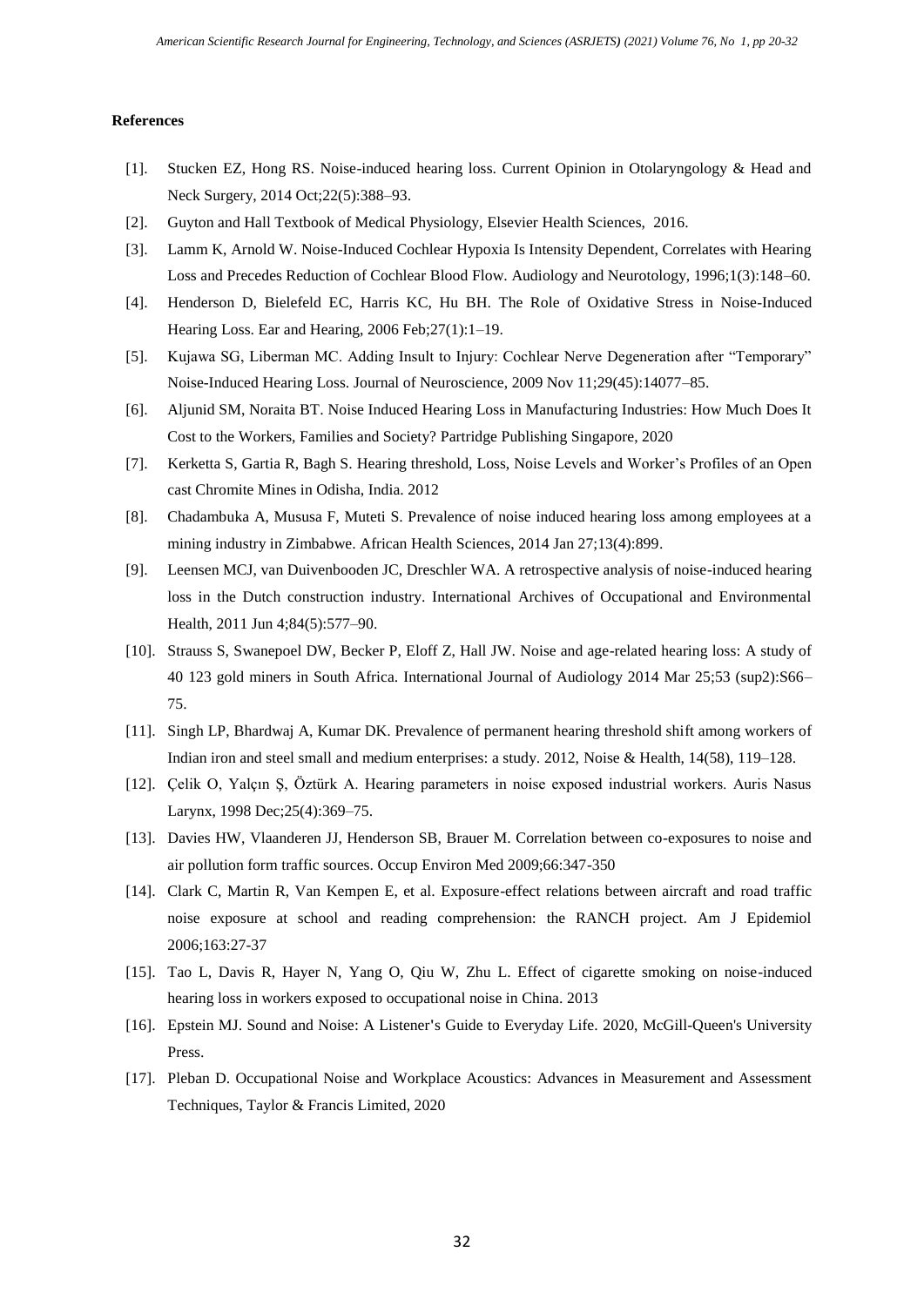**References**

[1]. Stucken EZ, Hong RS. Noise-induced hearing loss. Current Opinion in Otolaryngology & Head and Neck Surgery, 2014 Oct;22(5):388–93.

[2]. Guyton and Hall Textbook of Medical Physiology, Elsevier Health Sciences, 2016.

[3]. Lamm K, Arnold W. Noise-Induced Cochlear Hypoxia Is Intensity Dependent, Correlates with Hearing Loss and Precedes Reduction of Cochlear Blood Flow. Audiology and Neurotology, 1996;1(3):148–60.

[4]. Henderson D, Bielefeld EC, Harris KC, Hu BH. The Role of Oxidative Stress in Noise-Induced Hearing Loss. Ear and Hearing, 2006 Feb;27(1):1–19.

[5]. Kujawa SG, Liberman MC. Adding Insult to Injury: Cochlear Nerve Degeneration after "Temporary" Noise-Induced Hearing Loss. Journal of Neuroscience, 2009 Nov 11;29(45):14077–85.

[6]. Aljunid SM, Noraita BT. Noise Induced Hearing Loss in Manufacturing Industries: How Much Does It Cost to the Workers, Families and Society? Partridge Publishing Singapore, 2020

[7]. Kerketta S, Gartia R, Bagh S. Hearing threshold, Loss, Noise Levels and Worker's Profiles of an Open cast Chromite Mines in Odisha, India. 2012

[8]. Chadambuka A, Mususa F, Muteti S. Prevalence of noise induced hearing loss among employees at a mining industry in Zimbabwe. African Health Sciences, 2014 Jan 27;13(4):899.

[9]. Leensen MCJ, van Duivenbooden JC, Dreschler WA. A retrospective analysis of noise-induced hearing loss in the Dutch construction industry. International Archives of Occupational and Environmental Health, 2011 Jun 4;84(5):577–90.

[10]. Strauss S, Swanepoel DW, Becker P, Eloff Z, Hall JW. Noise and age-related hearing loss: A study of 40 123 gold miners in South Africa. International Journal of Audiology 2014 Mar 25;53 (sup2):S66–75.

[11]. Singh LP, Bhardwaj A, Kumar DK. Prevalence of permanent hearing threshold shift among workers of Indian iron and steel small and medium enterprises: a study. 2012, Noise & Health, 14(58), 119–128.

[12]. Çelik O, Yalçın Ş, Öztürk A. Hearing parameters in noise exposed industrial workers. Auris Nasus Larynx, 1998 Dec;25(4):369–75.

[13]. Davies HW, Vlaanderen JJ, Henderson SB, Brauer M. Correlation between co-exposures to noise and air pollution form traffic sources. Occup Environ Med 2009;66:347-350

[14]. Clark C, Martin R, Van Kempen E, et al. Exposure-effect relations between aircraft and road traffic noise exposure at school and reading comprehension: the RANCH project. Am J Epidemiol 2006;163:27-37

[15]. Tao L, Davis R, Hayer N, Yang O, Qiu W, Zhu L. Effect of cigarette smoking on noise-induced hearing loss in workers exposed to occupational noise in China. 2013

[16]. Epstein MJ. Sound and Noise: A Listener's Guide to Everyday Life. 2020, McGill-Queen's University Press.

[17]. Pleban D. Occupational Noise and Workplace Acoustics: Advances in Measurement and Assessment Techniques, Taylor & Francis Limited, 2020